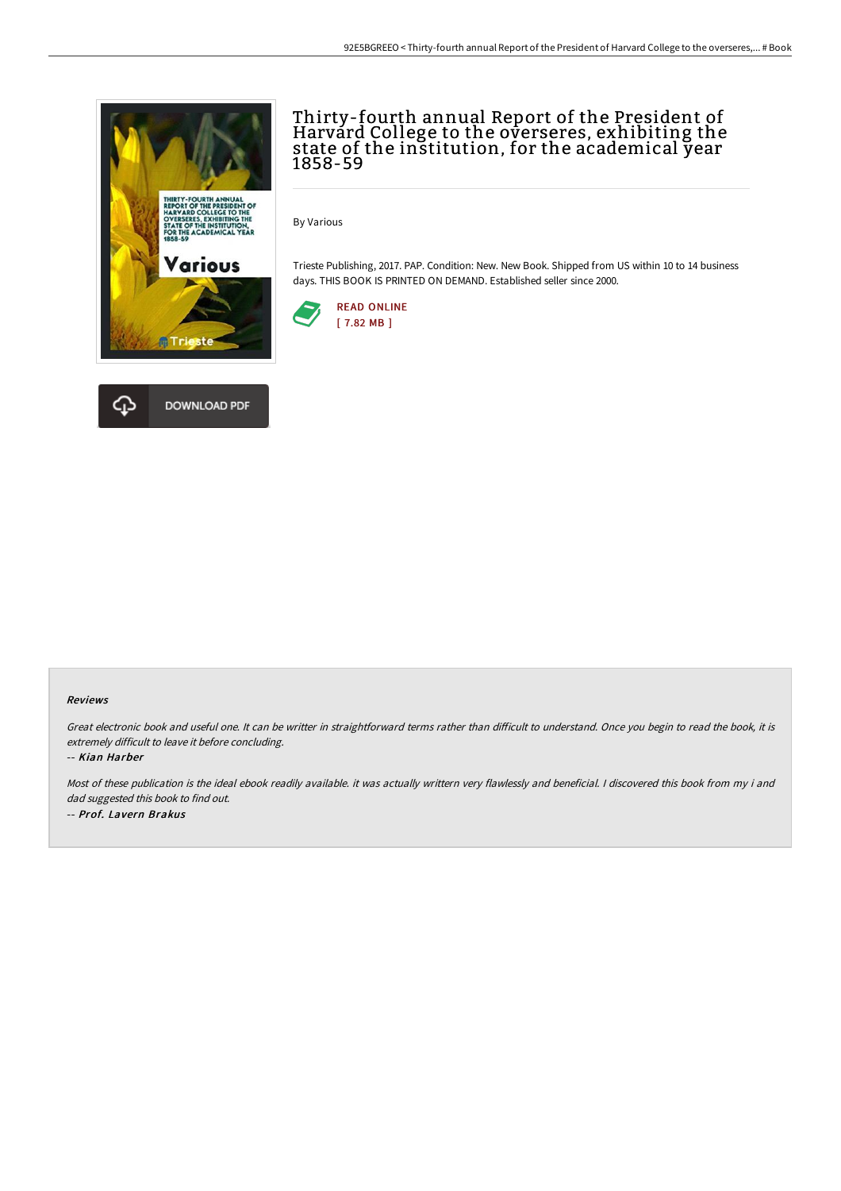# Thirty-fourth annual Report of the President of Harvard College to the overseres, exhibiting the state of the institution, for the academical year 1858-59

By Various

Trieste Publishing, 2017. PAP. Condition: New. New Book. Shipped from US within 10 to 14 business days. THIS BOOK IS PRINTED ON DEMAND. Established seller since 2000.

READ ONLINE
[ 7.82 MB ]

DOWNLOAD PDF

### Reviews

*Great electronic book and useful one. It can be writter in straightforward terms rather than difficult to understand. Once you begin to read the book, it is extremely difficult to leave it before concluding.*

*-- Kian Harber*

*Most of these publication is the ideal ebook readily available. it was actually writtern very flawlessly and beneficial. I discovered this book from my i and dad suggested this book to find out.*

*-- Prof. Lavern Brakus*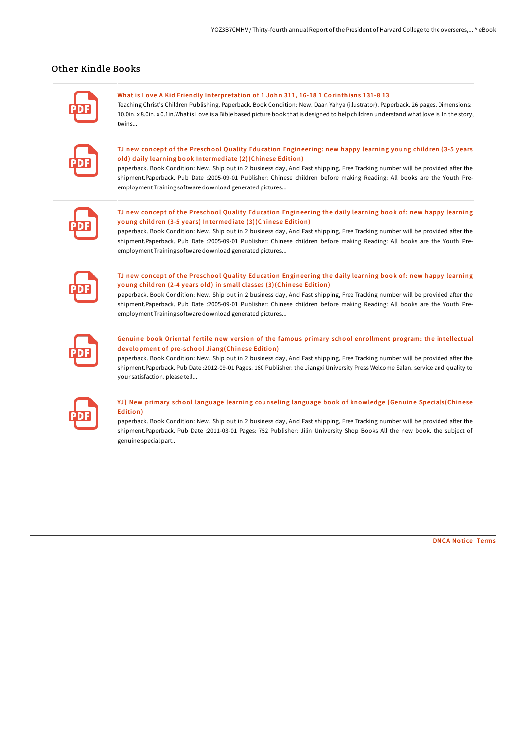## Other Kindle Books

### What is Love A Kid Friendly Interpretation of 1 John 311, 16-18 1 Corinthians 131-8 13

Teaching Christ's Children Publishing. Paperback. Book Condition: New. Daan Yahya (illustrator). Paperback. 26 pages. Dimensions: 10.0in. x 8.0in. x 0.1in.What is Love is a Bible based picture book that is designed to help children understand what love is. In the story, twins...

### TJ new concept of the Preschool Quality Education Engineering: new happy learning young children (3-5 years old) daily learning book Intermediate (2)(Chinese Edition)

paperback. Book Condition: New. Ship out in 2 business day, And Fast shipping, Free Tracking number will be provided after the shipment.Paperback. Pub Date :2005-09-01 Publisher: Chinese children before making Reading: All books are the Youth Pre-employment Training software download generated pictures...

### TJ new concept of the Preschool Quality Education Engineering the daily learning book of: new happy learning young children (3-5 years) Intermediate (3)(Chinese Edition)

paperback. Book Condition: New. Ship out in 2 business day, And Fast shipping, Free Tracking number will be provided after the shipment.Paperback. Pub Date :2005-09-01 Publisher: Chinese children before making Reading: All books are the Youth Pre-employment Training software download generated pictures...

### TJ new concept of the Preschool Quality Education Engineering the daily learning book of: new happy learning young children (2-4 years old) in small classes (3)(Chinese Edition)

paperback. Book Condition: New. Ship out in 2 business day, And Fast shipping, Free Tracking number will be provided after the shipment.Paperback. Pub Date :2005-09-01 Publisher: Chinese children before making Reading: All books are the Youth Pre-employment Training software download generated pictures...

### Genuine book Oriental fertile new version of the famous primary school enrollment program: the intellectual development of pre-school Jiang(Chinese Edition)

paperback. Book Condition: New. Ship out in 2 business day, And Fast shipping, Free Tracking number will be provided after the shipment.Paperback. Pub Date :2012-09-01 Pages: 160 Publisher: the Jiangxi University Press Welcome Salan. service and quality to your satisfaction. please tell...

### YJ] New primary school language learning counseling language book of knowledge [Genuine Specials(Chinese Edition)

paperback. Book Condition: New. Ship out in 2 business day, And Fast shipping, Free Tracking number will be provided after the shipment.Paperback. Pub Date :2011-03-01 Pages: 752 Publisher: Jilin University Shop Books All the new book. the subject of genuine special part...

DMCA Notice | Terms